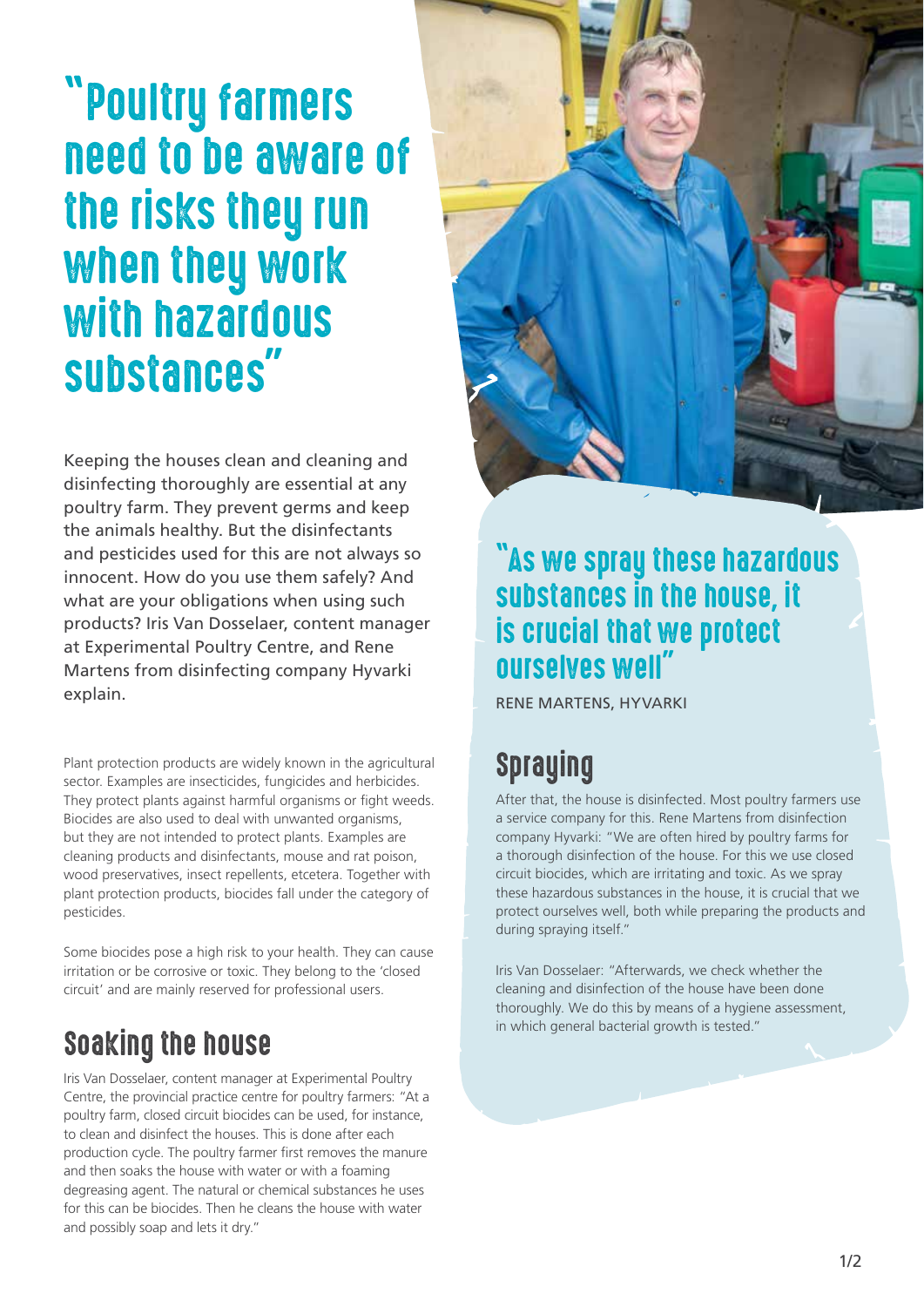# "Poultry farmers need to be aware of the risks they run when they work with hazardous substances"

Keeping the houses clean and cleaning and disinfecting thoroughly are essential at any poultry farm. They prevent germs and keep the animals healthy. But the disinfectants and pesticides used for this are not always so innocent. How do you use them safely? And what are your obligations when using such products? Iris Van Dosselaer, content manager at Experimental Poultry Centre, and Rene Martens from disinfecting company Hyvarki explain.

Plant protection products are widely known in the agricultural sector. Examples are insecticides, fungicides and herbicides. They protect plants against harmful organisms or fight weeds. Biocides are also used to deal with unwanted organisms, but they are not intended to protect plants. Examples are cleaning products and disinfectants, mouse and rat poison, wood preservatives, insect repellents, etcetera. Together with plant protection products, biocides fall under the category of pesticides.

Some biocides pose a high risk to your health. They can cause irritation or be corrosive or toxic. They belong to the 'closed circuit' and are mainly reserved for professional users.

## Soaking the house

Iris Van Dosselaer, content manager at Experimental Poultry Centre, the provincial practice centre for poultry farmers: "At a poultry farm, closed circuit biocides can be used, for instance, to clean and disinfect the houses. This is done after each production cycle. The poultry farmer first removes the manure and then soaks the house with water or with a foaming degreasing agent. The natural or chemical substances he uses for this can be biocides. Then he cleans the house with water and possibly soap and lets it dry."

> "As we spray these hazardous substances in the house, it is crucial that we protect ourselves well"
>
> RENE MARTENS, HYVARKI

## Spraying

After that, the house is disinfected. Most poultry farmers use a service company for this. Rene Martens from disinfection company Hyvarki: "We are often hired by poultry farms for a thorough disinfection of the house. For this we use closed circuit biocides, which are irritating and toxic. As we spray these hazardous substances in the house, it is crucial that we protect ourselves well, both while preparing the products and during spraying itself."

Iris Van Dosselaer: "Afterwards, we check whether the cleaning and disinfection of the house have been done thoroughly. We do this by means of a hygiene assessment, in which general bacterial growth is tested."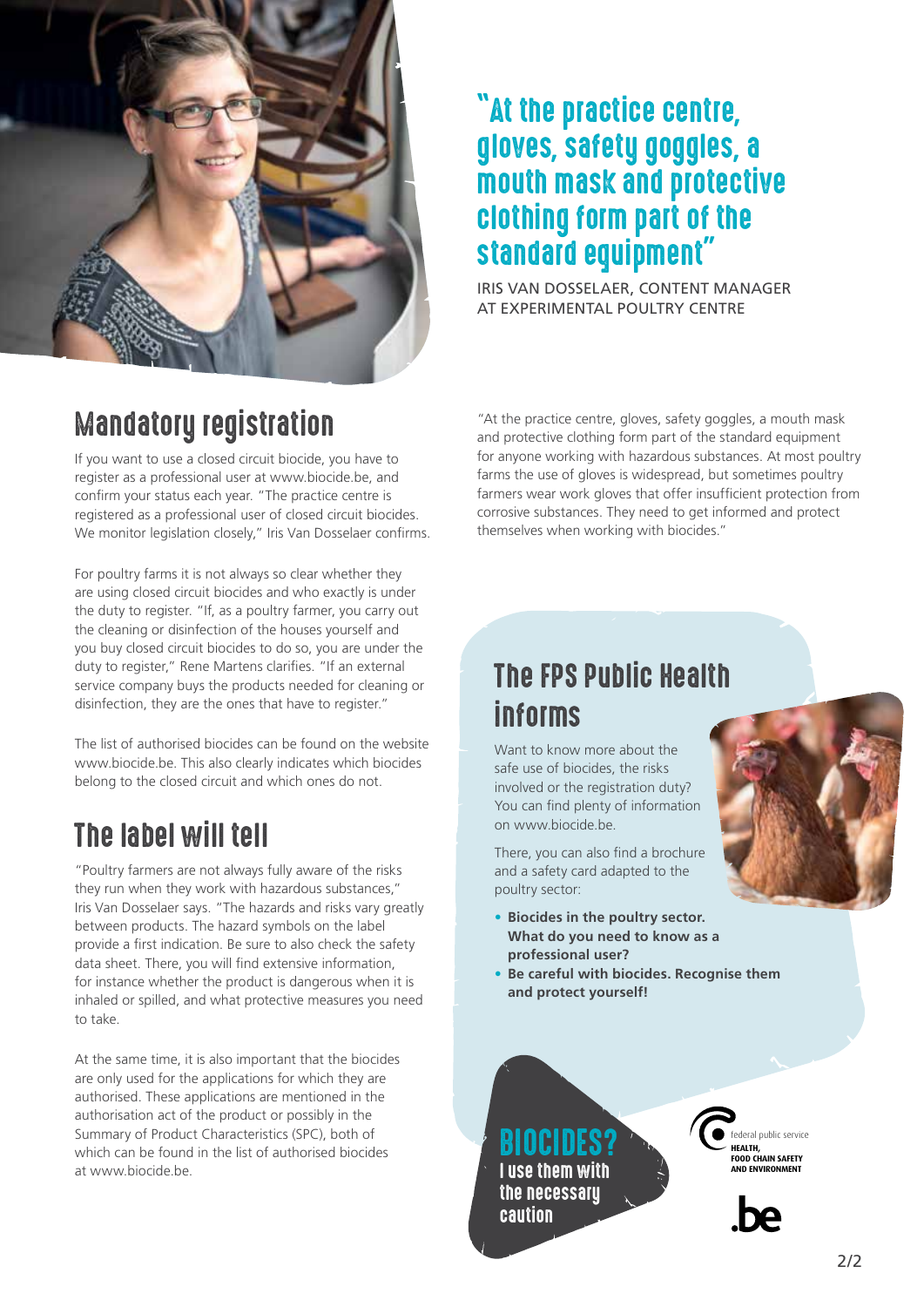## "At the practice centre, gloves, safety goggles, a mouth mask and protective clothing form part of the standard equipment"

IRIS VAN DOSSELAER, CONTENT MANAGER AT EXPERIMENTAL POULTRY CENTRE

## Mandatory registration

If you want to use a closed circuit biocide, you have to register as a professional user at www.biocide.be, and confirm your status each year. "The practice centre is registered as a professional user of closed circuit biocides. We monitor legislation closely," Iris Van Dosselaer confirms.

For poultry farms it is not always so clear whether they are using closed circuit biocides and who exactly is under the duty to register. "If, as a poultry farmer, you carry out the cleaning or disinfection of the houses yourself and you buy closed circuit biocides to do so, you are under the duty to register," Rene Martens clarifies. "If an external service company buys the products needed for cleaning or disinfection, they are the ones that have to register."

The list of authorised biocides can be found on the website www.biocide.be. This also clearly indicates which biocides belong to the closed circuit and which ones do not.

## The label will tell

"Poultry farmers are not always fully aware of the risks they run when they work with hazardous substances," Iris Van Dosselaer says. "The hazards and risks vary greatly between products. The hazard symbols on the label provide a first indication. Be sure to also check the safety data sheet. There, you will find extensive information, for instance whether the product is dangerous when it is inhaled or spilled, and what protective measures you need to take.

At the same time, it is also important that the biocides are only used for the applications for which they are authorised. These applications are mentioned in the authorisation act of the product or possibly in the Summary of Product Characteristics (SPC), both of which can be found in the list of authorised biocides at www.biocide.be.

"At the practice centre, gloves, safety goggles, a mouth mask and protective clothing form part of the standard equipment for anyone working with hazardous substances. At most poultry farms the use of gloves is widespread, but sometimes poultry farmers wear work gloves that offer insufficient protection from corrosive substances. They need to get informed and protect themselves when working with biocides."

## The FPS Public Health informs

Want to know more about the safe use of biocides, the risks involved or the registration duty? You can find plenty of information on www.biocide.be.

There, you can also find a brochure and a safety card adapted to the poultry sector:

- **Biocides in the poultry sector. What do you need to know as a professional user?**
- **Be careful with biocides. Recognise them and protect yourself!**

BIOCIDES? I use them with the necessary caution

federal public service HEALTH, FOOD CHAIN SAFETY AND ENVIRONMENT

.be